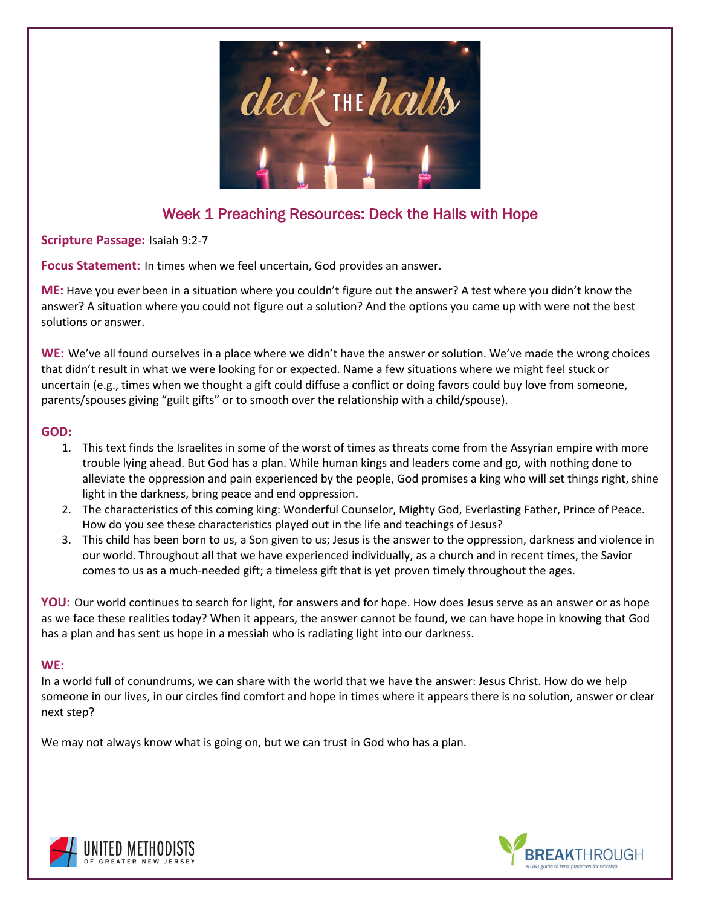## Week 1 Preaching Resources: Deck the Halls with Hope

**Scripture Passage:** Isaiah 9:2-7

**Focus Statement:** In times when we feel uncertain, God provides an answer.

**ME:** Have you ever been in a situation where you couldn't figure out the answer? A test where you didn't know the answer? A situation where you could not figure out a solution? And the options you came up with were not the best solutions or answer.

**WE:** We've all found ourselves in a place where we didn't have the answer or solution. We've made the wrong choices that didn't result in what we were looking for or expected. Name a few situations where we might feel stuck or uncertain (e.g., times when we thought a gift could diffuse a conflict or doing favors could buy love from someone, parents/spouses giving "guilt gifts" or to smooth over the relationship with a child/spouse).

**GOD:**

1. This text finds the Israelites in some of the worst of times as threats come from the Assyrian empire with more trouble lying ahead. But God has a plan. While human kings and leaders come and go, with nothing done to alleviate the oppression and pain experienced by the people, God promises a king who will set things right, shine light in the darkness, bring peace and end oppression.
2. The characteristics of this coming king: Wonderful Counselor, Mighty God, Everlasting Father, Prince of Peace. How do you see these characteristics played out in the life and teachings of Jesus?
3. This child has been born to us, a Son given to us; Jesus is the answer to the oppression, darkness and violence in our world. Throughout all that we have experienced individually, as a church and in recent times, the Savior comes to us as a much-needed gift; a timeless gift that is yet proven timely throughout the ages.

**YOU:** Our world continues to search for light, for answers and for hope. How does Jesus serve as an answer or as hope as we face these realities today? When it appears, the answer cannot be found, we can have hope in knowing that God has a plan and has sent us hope in a messiah who is radiating light into our darkness.

**WE:**

In a world full of conundrums, we can share with the world that we have the answer: Jesus Christ. How do we help someone in our lives, in our circles find comfort and hope in times where it appears there is no solution, answer or clear next step?

We may not always know what is going on, but we can trust in God who has a plan.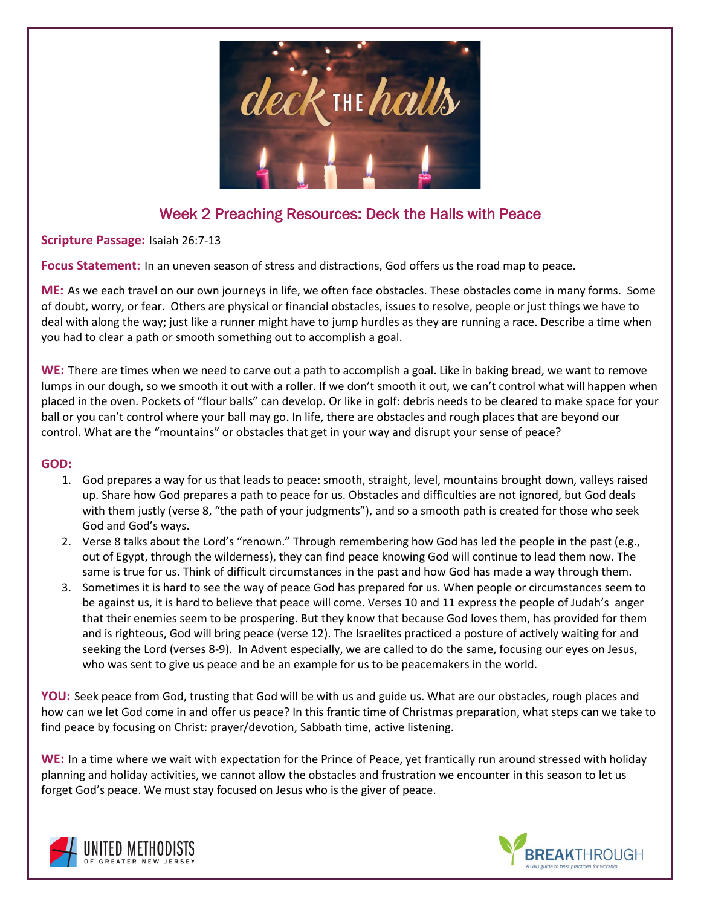## Week 2 Preaching Resources: Deck the Halls with Peace

**Scripture Passage:** Isaiah 26:7-13

**Focus Statement:** In an uneven season of stress and distractions, God offers us the road map to peace.

**ME:** As we each travel on our own journeys in life, we often face obstacles. These obstacles come in many forms. Some of doubt, worry, or fear. Others are physical or financial obstacles, issues to resolve, people or just things we have to deal with along the way; just like a runner might have to jump hurdles as they are running a race. Describe a time when you had to clear a path or smooth something out to accomplish a goal.

**WE:** There are times when we need to carve out a path to accomplish a goal. Like in baking bread, we want to remove lumps in our dough, so we smooth it out with a roller. If we don't smooth it out, we can't control what will happen when placed in the oven. Pockets of "flour balls" can develop. Or like in golf: debris needs to be cleared to make space for your ball or you can't control where your ball may go. In life, there are obstacles and rough places that are beyond our control. What are the "mountains" or obstacles that get in your way and disrupt your sense of peace?

**GOD:**

1. God prepares a way for us that leads to peace: smooth, straight, level, mountains brought down, valleys raised up. Share how God prepares a path to peace for us. Obstacles and difficulties are not ignored, but God deals with them justly (verse 8, "the path of your judgments"), and so a smooth path is created for those who seek God and God's ways.
2. Verse 8 talks about the Lord's "renown." Through remembering how God has led the people in the past (e.g., out of Egypt, through the wilderness), they can find peace knowing God will continue to lead them now. The same is true for us. Think of difficult circumstances in the past and how God has made a way through them.
3. Sometimes it is hard to see the way of peace God has prepared for us. When people or circumstances seem to be against us, it is hard to believe that peace will come. Verses 10 and 11 express the people of Judah's anger that their enemies seem to be prospering. But they know that because God loves them, has provided for them and is righteous, God will bring peace (verse 12). The Israelites practiced a posture of actively waiting for and seeking the Lord (verses 8-9). In Advent especially, we are called to do the same, focusing our eyes on Jesus, who was sent to give us peace and be an example for us to be peacemakers in the world.

**YOU:** Seek peace from God, trusting that God will be with us and guide us. What are our obstacles, rough places and how can we let God come in and offer us peace? In this frantic time of Christmas preparation, what steps can we take to find peace by focusing on Christ: prayer/devotion, Sabbath time, active listening.

**WE:** In a time where we wait with expectation for the Prince of Peace, yet frantically run around stressed with holiday planning and holiday activities, we cannot allow the obstacles and frustration we encounter in this season to let us forget God's peace. We must stay focused on Jesus who is the giver of peace.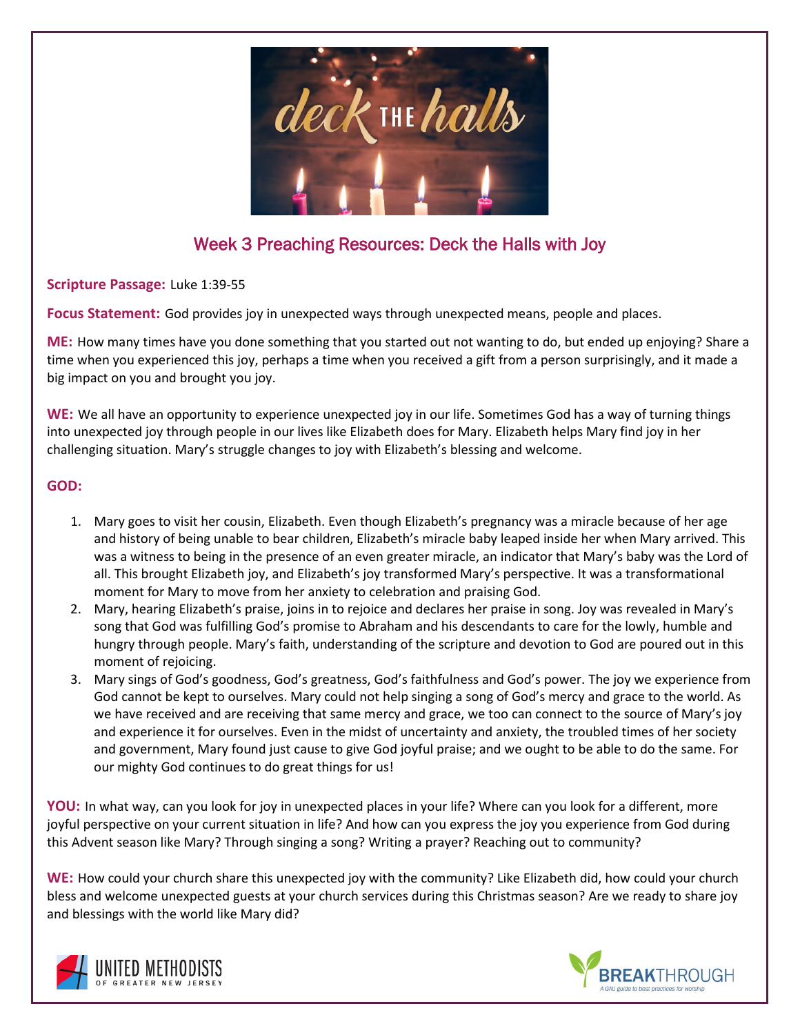## Week 3 Preaching Resources: Deck the Halls with Joy

**Scripture Passage:** Luke 1:39-55

**Focus Statement:** God provides joy in unexpected ways through unexpected means, people and places.

**ME:** How many times have you done something that you started out not wanting to do, but ended up enjoying? Share a time when you experienced this joy, perhaps a time when you received a gift from a person surprisingly, and it made a big impact on you and brought you joy.

**WE:** We all have an opportunity to experience unexpected joy in our life. Sometimes God has a way of turning things into unexpected joy through people in our lives like Elizabeth does for Mary. Elizabeth helps Mary find joy in her challenging situation. Mary's struggle changes to joy with Elizabeth's blessing and welcome.

**GOD:**

1. Mary goes to visit her cousin, Elizabeth. Even though Elizabeth's pregnancy was a miracle because of her age and history of being unable to bear children, Elizabeth's miracle baby leaped inside her when Mary arrived. This was a witness to being in the presence of an even greater miracle, an indicator that Mary's baby was the Lord of all. This brought Elizabeth joy, and Elizabeth's joy transformed Mary's perspective. It was a transformational moment for Mary to move from her anxiety to celebration and praising God.
2. Mary, hearing Elizabeth's praise, joins in to rejoice and declares her praise in song. Joy was revealed in Mary's song that God was fulfilling God's promise to Abraham and his descendants to care for the lowly, humble and hungry through people. Mary's faith, understanding of the scripture and devotion to God are poured out in this moment of rejoicing.
3. Mary sings of God's goodness, God's greatness, God's faithfulness and God's power. The joy we experience from God cannot be kept to ourselves. Mary could not help singing a song of God's mercy and grace to the world. As we have received and are receiving that same mercy and grace, we too can connect to the source of Mary's joy and experience it for ourselves. Even in the midst of uncertainty and anxiety, the troubled times of her society and government, Mary found just cause to give God joyful praise; and we ought to be able to do the same. For our mighty God continues to do great things for us!

**YOU:** In what way, can you look for joy in unexpected places in your life? Where can you look for a different, more joyful perspective on your current situation in life? And how can you express the joy you experience from God during this Advent season like Mary? Through singing a song? Writing a prayer? Reaching out to community?

**WE:** How could your church share this unexpected joy with the community? Like Elizabeth did, how could your church bless and welcome unexpected guests at your church services during this Christmas season? Are we ready to share joy and blessings with the world like Mary did?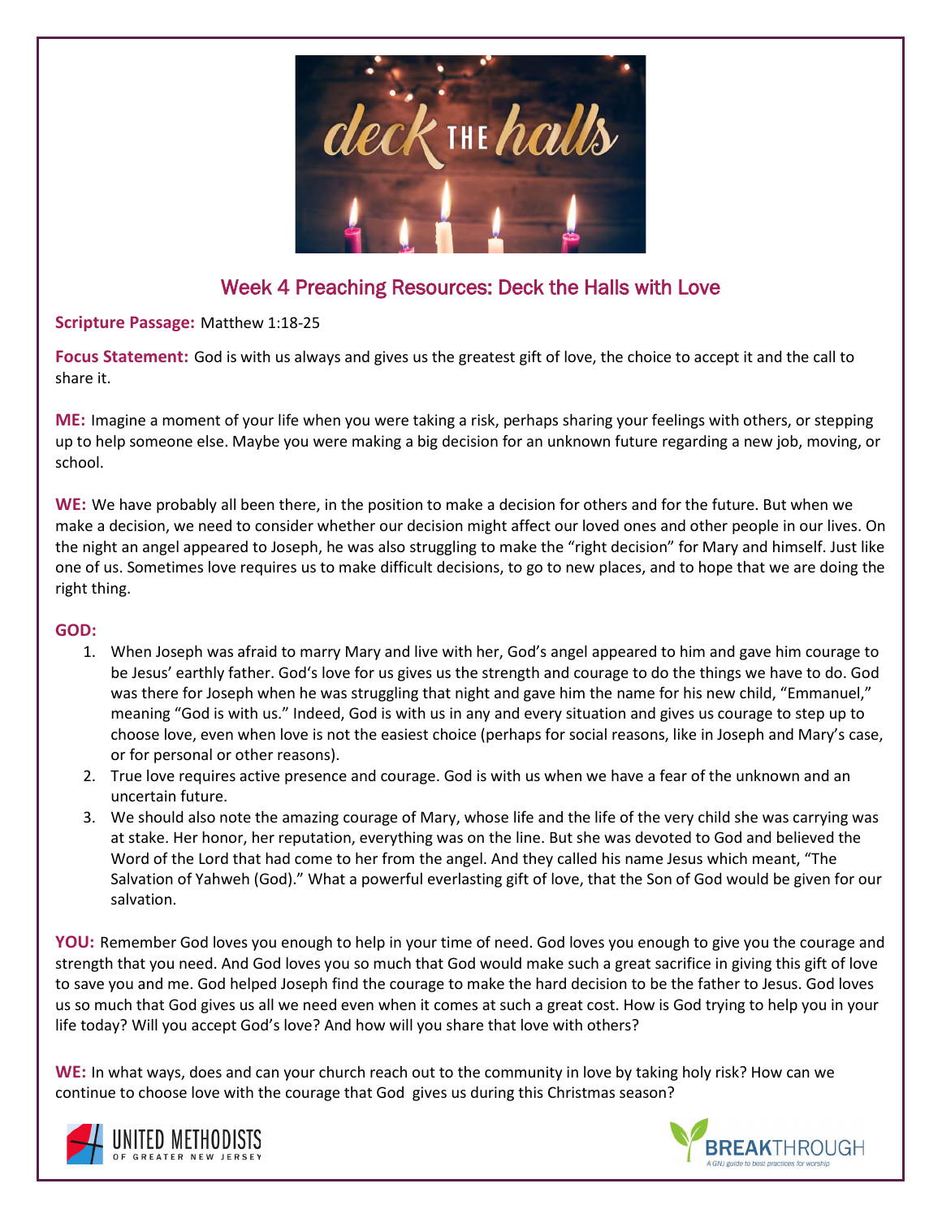## Week 4 Preaching Resources: Deck the Halls with Love

**Scripture Passage:** Matthew 1:18-25

**Focus Statement:** God is with us always and gives us the greatest gift of love, the choice to accept it and the call to share it.

**ME:** Imagine a moment of your life when you were taking a risk, perhaps sharing your feelings with others, or stepping up to help someone else. Maybe you were making a big decision for an unknown future regarding a new job, moving, or school.

**WE:** We have probably all been there, in the position to make a decision for others and for the future. But when we make a decision, we need to consider whether our decision might affect our loved ones and other people in our lives. On the night an angel appeared to Joseph, he was also struggling to make the "right decision" for Mary and himself. Just like one of us. Sometimes love requires us to make difficult decisions, to go to new places, and to hope that we are doing the right thing.

**GOD:**

1. When Joseph was afraid to marry Mary and live with her, God's angel appeared to him and gave him courage to be Jesus' earthly father. God's love for us gives us the strength and courage to do the things we have to do. God was there for Joseph when he was struggling that night and gave him the name for his new child, "Emmanuel," meaning "God is with us." Indeed, God is with us in any and every situation and gives us courage to step up to choose love, even when love is not the easiest choice (perhaps for social reasons, like in Joseph and Mary's case, or for personal or other reasons).
2. True love requires active presence and courage. God is with us when we have a fear of the unknown and an uncertain future.
3. We should also note the amazing courage of Mary, whose life and the life of the very child she was carrying was at stake. Her honor, her reputation, everything was on the line. But she was devoted to God and believed the Word of the Lord that had come to her from the angel. And they called his name Jesus which meant, "The Salvation of Yahweh (God)." What a powerful everlasting gift of love, that the Son of God would be given for our salvation.

**YOU:** Remember God loves you enough to help in your time of need. God loves you enough to give you the courage and strength that you need. And God loves you so much that God would make such a great sacrifice in giving this gift of love to save you and me. God helped Joseph find the courage to make the hard decision to be the father to Jesus. God loves us so much that God gives us all we need even when it comes at such a great cost. How is God trying to help you in your life today? Will you accept God's love? And how will you share that love with others?

**WE:** In what ways, does and can your church reach out to the community in love by taking holy risk? How can we continue to choose love with the courage that God gives us during this Christmas season?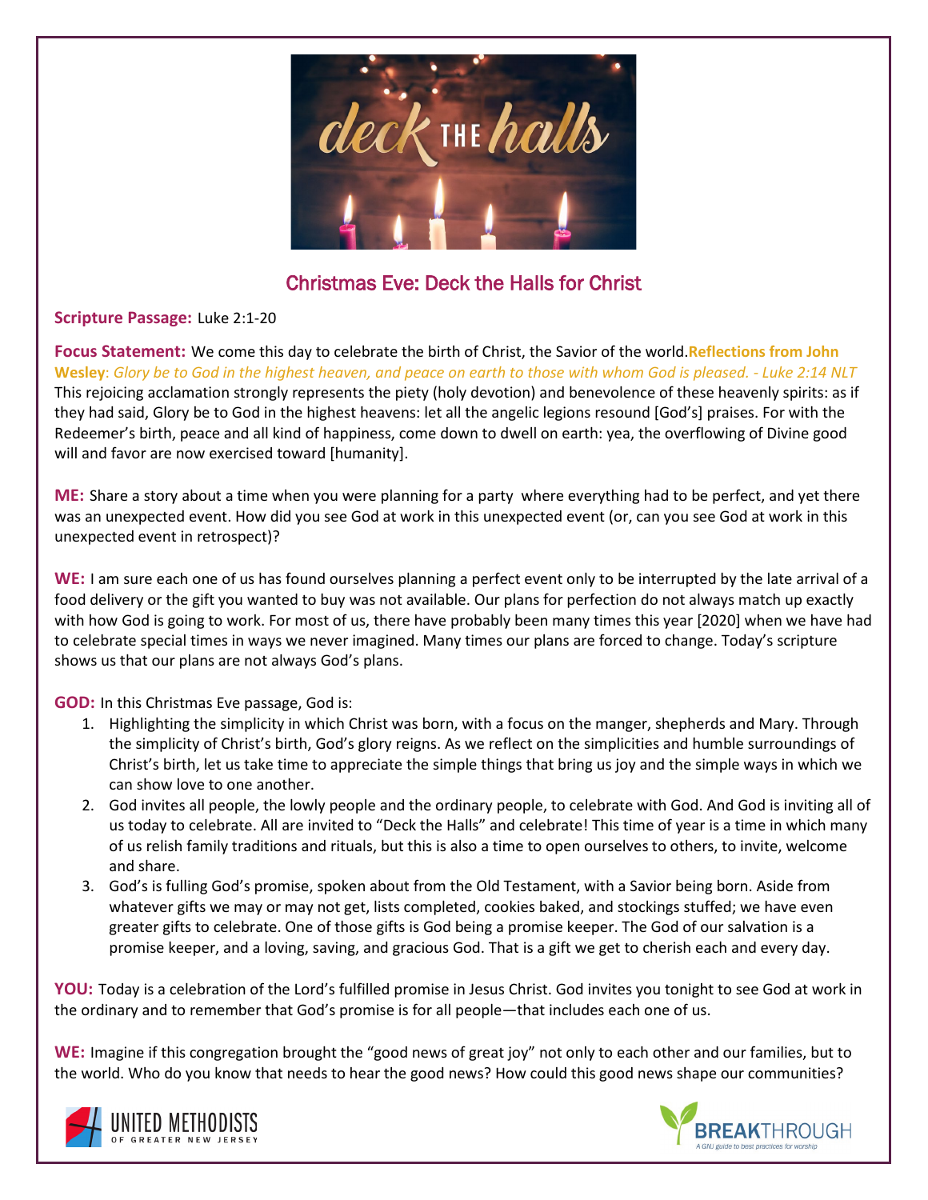## Christmas Eve: Deck the Halls for Christ

**Scripture Passage:** Luke 2:1-20

**Focus Statement:** We come this day to celebrate the birth of Christ, the Savior of the world.**Reflections from John Wesley**: *Glory be to God in the highest heaven, and peace on earth to those with whom God is pleased. - Luke 2:14 NLT* This rejoicing acclamation strongly represents the piety (holy devotion) and benevolence of these heavenly spirits: as if they had said, Glory be to God in the highest heavens: let all the angelic legions resound [God's] praises. For with the Redeemer's birth, peace and all kind of happiness, come down to dwell on earth: yea, the overflowing of Divine good will and favor are now exercised toward [humanity].

**ME:** Share a story about a time when you were planning for a party where everything had to be perfect, and yet there was an unexpected event. How did you see God at work in this unexpected event (or, can you see God at work in this unexpected event in retrospect)?

**WE:** I am sure each one of us has found ourselves planning a perfect event only to be interrupted by the late arrival of a food delivery or the gift you wanted to buy was not available. Our plans for perfection do not always match up exactly with how God is going to work. For most of us, there have probably been many times this year [2020] when we have had to celebrate special times in ways we never imagined. Many times our plans are forced to change. Today's scripture shows us that our plans are not always God's plans.

**GOD:** In this Christmas Eve passage, God is:

1. Highlighting the simplicity in which Christ was born, with a focus on the manger, shepherds and Mary. Through the simplicity of Christ's birth, God's glory reigns. As we reflect on the simplicities and humble surroundings of Christ's birth, let us take time to appreciate the simple things that bring us joy and the simple ways in which we can show love to one another.
2. God invites all people, the lowly people and the ordinary people, to celebrate with God. And God is inviting all of us today to celebrate. All are invited to "Deck the Halls" and celebrate! This time of year is a time in which many of us relish family traditions and rituals, but this is also a time to open ourselves to others, to invite, welcome and share.
3. God's is fulling God's promise, spoken about from the Old Testament, with a Savior being born. Aside from whatever gifts we may or may not get, lists completed, cookies baked, and stockings stuffed; we have even greater gifts to celebrate. One of those gifts is God being a promise keeper. The God of our salvation is a promise keeper, and a loving, saving, and gracious God. That is a gift we get to cherish each and every day.

**YOU:** Today is a celebration of the Lord's fulfilled promise in Jesus Christ. God invites you tonight to see God at work in the ordinary and to remember that God's promise is for all people—that includes each one of us.

**WE:** Imagine if this congregation brought the "good news of great joy" not only to each other and our families, but to the world. Who do you know that needs to hear the good news? How could this good news shape our communities?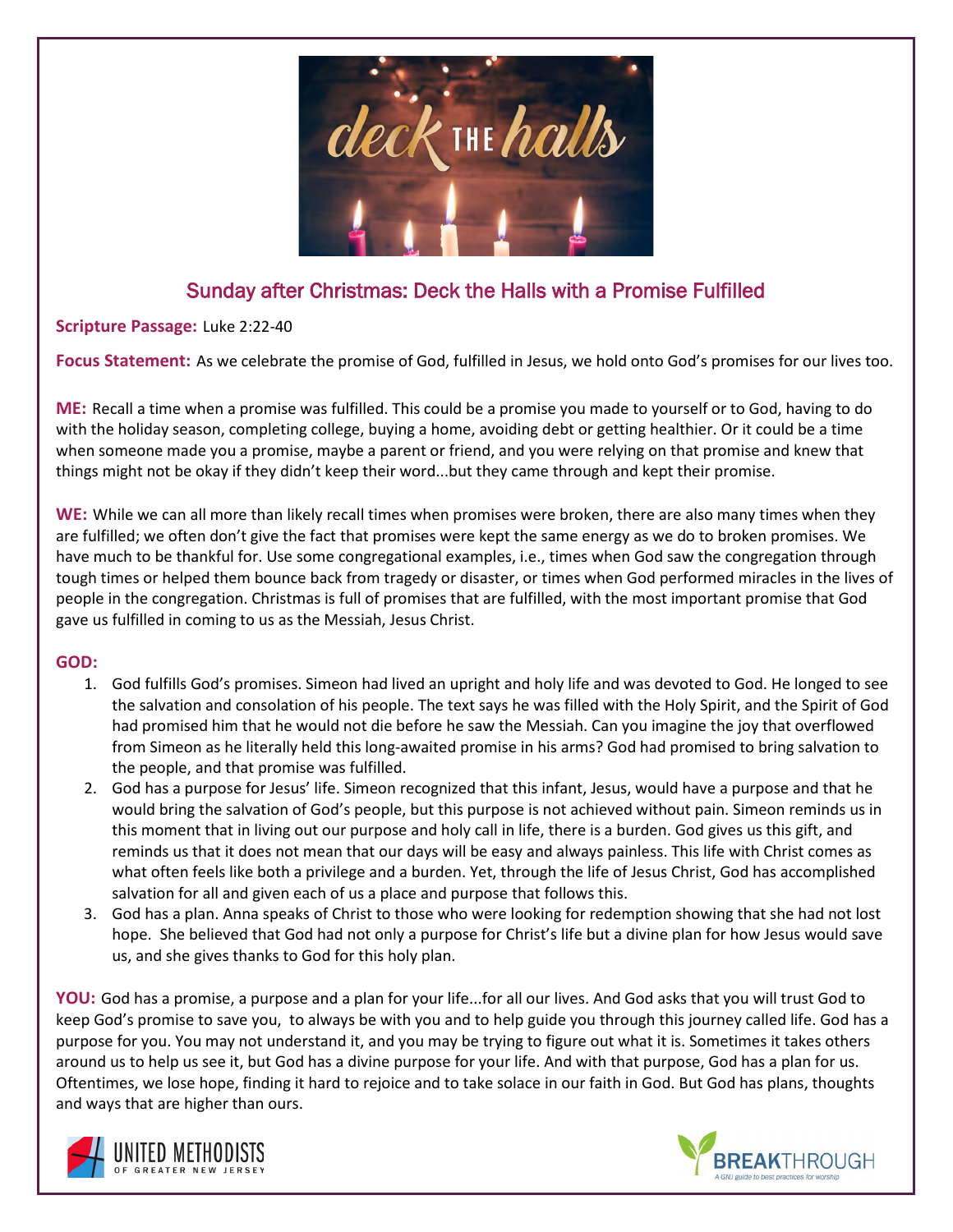## Sunday after Christmas: Deck the Halls with a Promise Fulfilled

**Scripture Passage:** Luke 2:22-40

**Focus Statement:** As we celebrate the promise of God, fulfilled in Jesus, we hold onto God's promises for our lives too.

**ME:** Recall a time when a promise was fulfilled. This could be a promise you made to yourself or to God, having to do with the holiday season, completing college, buying a home, avoiding debt or getting healthier. Or it could be a time when someone made you a promise, maybe a parent or friend, and you were relying on that promise and knew that things might not be okay if they didn't keep their word...but they came through and kept their promise.

**WE:** While we can all more than likely recall times when promises were broken, there are also many times when they are fulfilled; we often don't give the fact that promises were kept the same energy as we do to broken promises. We have much to be thankful for. Use some congregational examples, i.e., times when God saw the congregation through tough times or helped them bounce back from tragedy or disaster, or times when God performed miracles in the lives of people in the congregation. Christmas is full of promises that are fulfilled, with the most important promise that God gave us fulfilled in coming to us as the Messiah, Jesus Christ.

**GOD:**

1. God fulfills God's promises. Simeon had lived an upright and holy life and was devoted to God. He longed to see the salvation and consolation of his people. The text says he was filled with the Holy Spirit, and the Spirit of God had promised him that he would not die before he saw the Messiah. Can you imagine the joy that overflowed from Simeon as he literally held this long-awaited promise in his arms? God had promised to bring salvation to the people, and that promise was fulfilled.
2. God has a purpose for Jesus' life. Simeon recognized that this infant, Jesus, would have a purpose and that he would bring the salvation of God's people, but this purpose is not achieved without pain. Simeon reminds us in this moment that in living out our purpose and holy call in life, there is a burden. God gives us this gift, and reminds us that it does not mean that our days will be easy and always painless. This life with Christ comes as what often feels like both a privilege and a burden. Yet, through the life of Jesus Christ, God has accomplished salvation for all and given each of us a place and purpose that follows this.
3. God has a plan. Anna speaks of Christ to those who were looking for redemption showing that she had not lost hope. She believed that God had not only a purpose for Christ's life but a divine plan for how Jesus would save us, and she gives thanks to God for this holy plan.

**YOU:** God has a promise, a purpose and a plan for your life...for all our lives. And God asks that you will trust God to keep God's promise to save you, to always be with you and to help guide you through this journey called life. God has a purpose for you. You may not understand it, and you may be trying to figure out what it is. Sometimes it takes others around us to help us see it, but God has a divine purpose for your life. And with that purpose, God has a plan for us. Oftentimes, we lose hope, finding it hard to rejoice and to take solace in our faith in God. But God has plans, thoughts and ways that are higher than ours.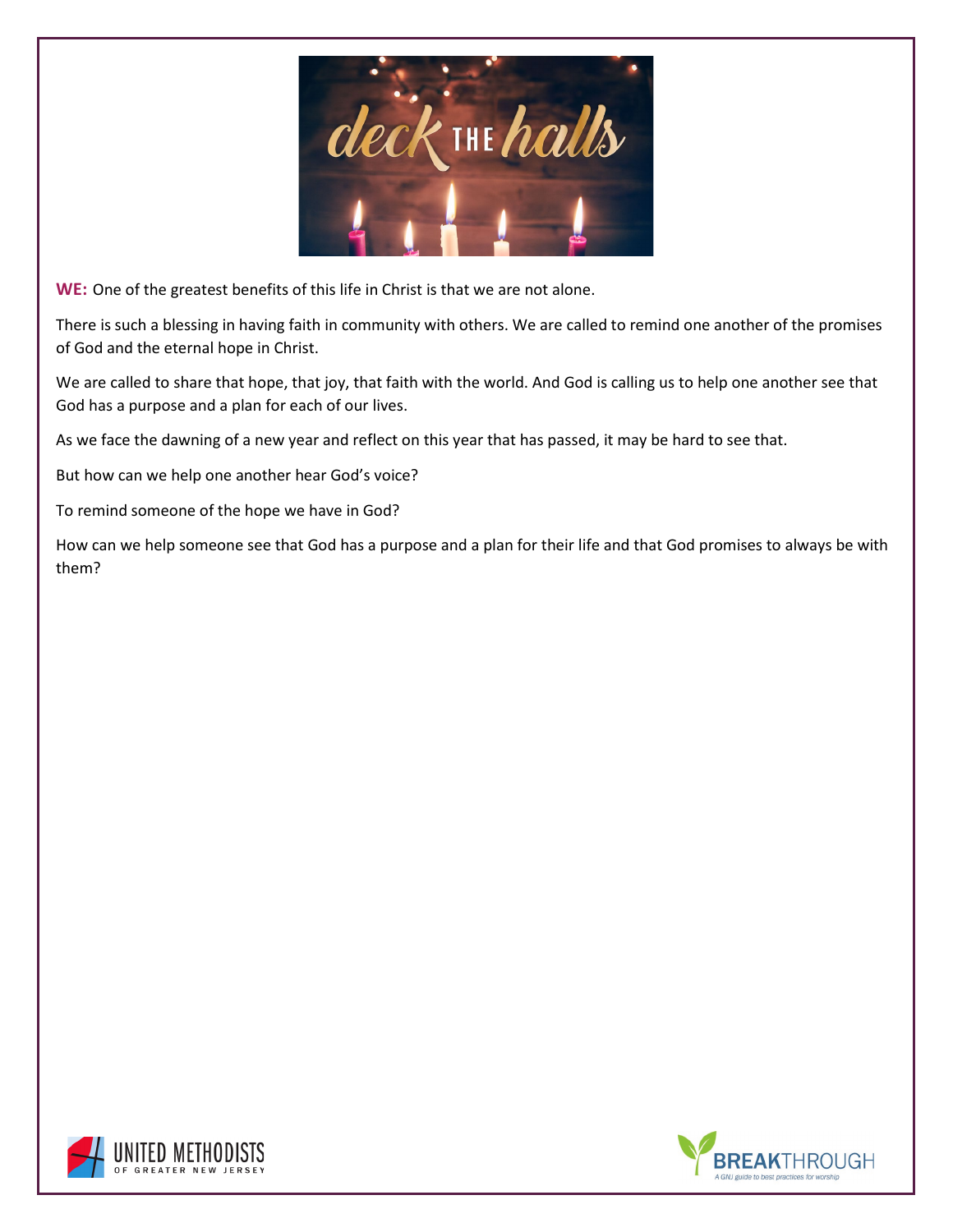**WE:** One of the greatest benefits of this life in Christ is that we are not alone.

There is such a blessing in having faith in community with others. We are called to remind one another of the promises of God and the eternal hope in Christ.

We are called to share that hope, that joy, that faith with the world. And God is calling us to help one another see that God has a purpose and a plan for each of our lives.

As we face the dawning of a new year and reflect on this year that has passed, it may be hard to see that.

But how can we help one another hear God's voice?

To remind someone of the hope we have in God?

How can we help someone see that God has a purpose and a plan for their life and that God promises to always be with them?